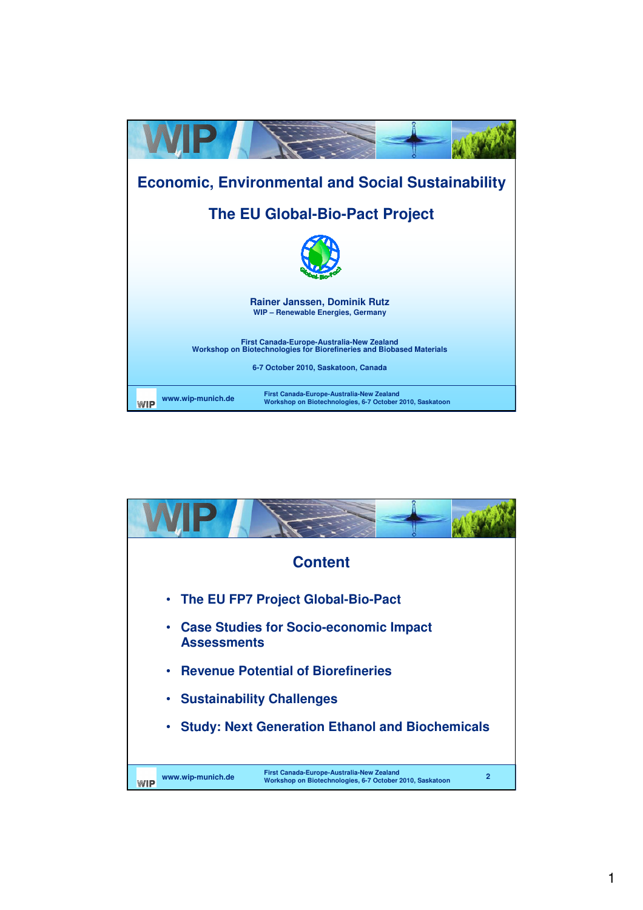# Economic, Environmental and Social Sustainability

## The EU Global-Bio-Pact Project

**Rainer Janssen, Dominik Rutz**
WIP – Renewable Energies, Germany

First Canada-Europe-Australia-New Zealand
Workshop on Biotechnologies for Biorefineries and Biobased Materials

6-7 October 2010, Saskatoon, Canada

---

## Content

- The EU FP7 Project Global-Bio-Pact
- Case Studies for Socio-economic Impact Assessments
- Revenue Potential of Biorefineries
- Sustainability Challenges
- Study: Next Generation Ethanol and Biochemicals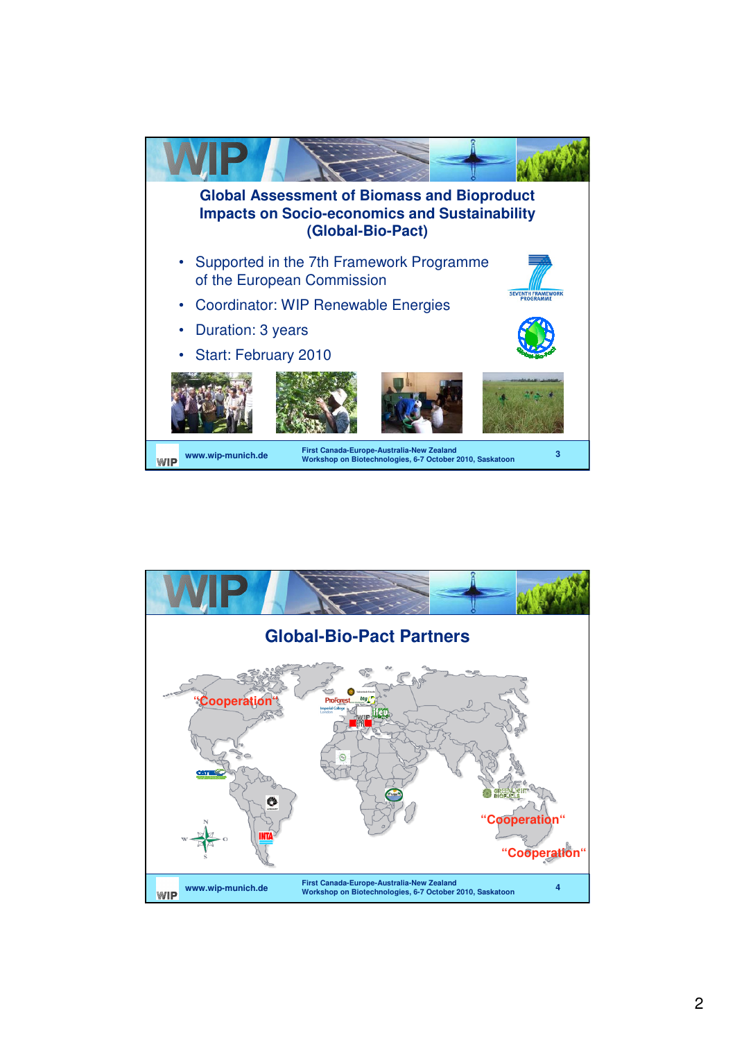## Global Assessment of Biomass and Bioproduct Impacts on Socio-economics and Sustainability (Global-Bio-Pact)

- Supported in the 7th Framework Programme of the European Commission
- Coordinator: WIP Renewable Energies
- Duration: 3 years
- Start: February 2010

## Global-Bio-Pact Partners

"Cooperation"

"Cooperation"

"Cooperation"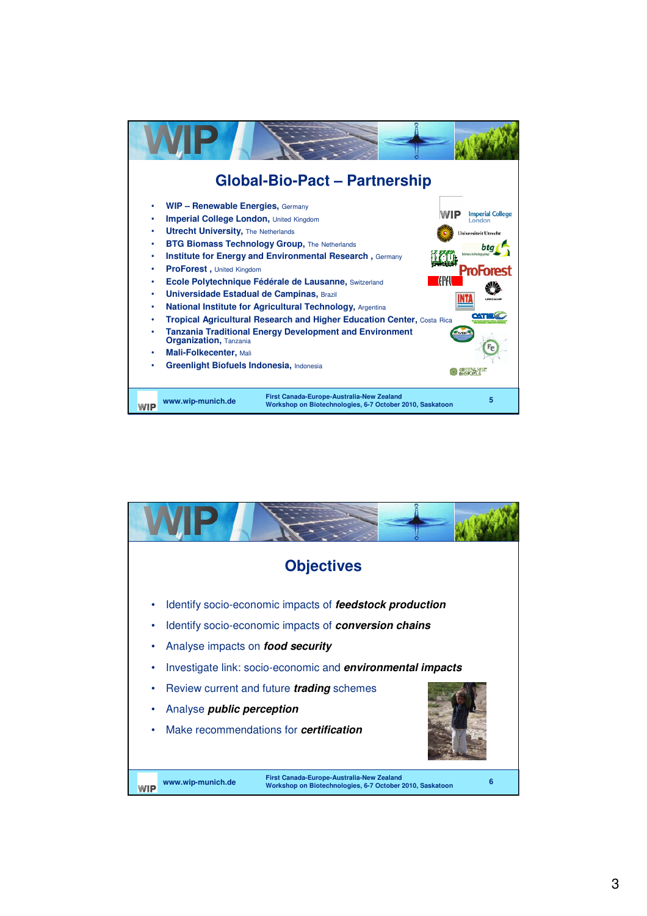## Global-Bio-Pact – Partnership

- **WIP – Renewable Energies,** Germany
- **Imperial College London,** United Kingdom
- **Utrecht University,** The Netherlands
- **BTG Biomass Technology Group,** The Netherlands
- **Institute for Energy and Environmental Research ,** Germany
- **ProForest ,** United Kingdom
- **Ecole Polytechnique Fédérale de Lausanne,** Switzerland
- **Universidade Estadual de Campinas,** Brazil
- **National Institute for Agricultural Technology,** Argentina
- **Tropical Agricultural Research and Higher Education Center,** Costa Rica
- **Tanzania Traditional Energy Development and Environment Organization,** Tanzania
- **Mali-Folkecenter,** Mali
- **Greenlight Biofuels Indonesia,** Indonesia

www.wip-munich.de

First Canada-Europe-Australia-New Zealand Workshop on Biotechnologies, 6-7 October 2010, Saskatoon

## Objectives

- Identify socio-economic impacts of ***feedstock production***
- Identify socio-economic impacts of ***conversion chains***
- Analyse impacts on ***food security***
- Investigate link: socio-economic and ***environmental impacts***
- Review current and future ***trading*** schemes
- Analyse ***public perception***
- Make recommendations for ***certification***

www.wip-munich.de

First Canada-Europe-Australia-New Zealand Workshop on Biotechnologies, 6-7 October 2010, Saskatoon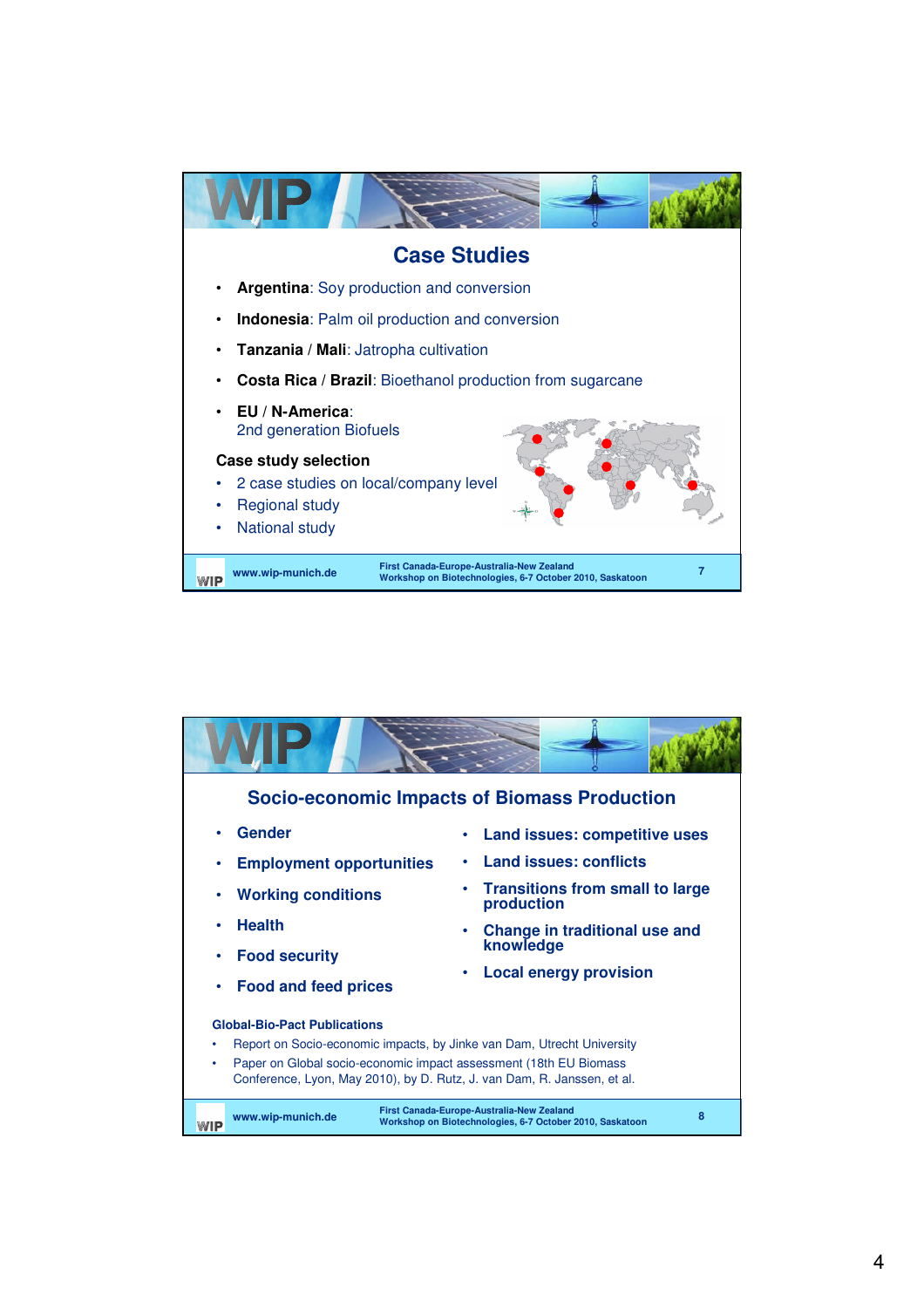## Case Studies

- **Argentina**: Soy production and conversion
- **Indonesia**: Palm oil production and conversion
- **Tanzania** / **Mali**: Jatropha cultivation
- **Costa Rica** / **Brazil**: Bioethanol production from sugarcane
- **EU** / **N-America**: 2nd generation Biofuels

**Case study selection**

- 2 case studies on local/company level
- Regional study
- National study

## Socio-economic Impacts of Biomass Production

- **Gender**
- **Employment opportunities**
- **Working conditions**
- **Health**
- **Food security**
- **Food and feed prices**
- **Land issues: competitive uses**
- **Land issues: conflicts**
- **Transitions from small to large production**
- **Change in traditional use and knowledge**
- **Local energy provision**

**Global-Bio-Pact Publications**

- Report on Socio-economic impacts, by Jinke van Dam, Utrecht University
- Paper on Global socio-economic impact assessment (18th EU Biomass Conference, Lyon, May 2010), by D. Rutz, J. van Dam, R. Janssen, et al.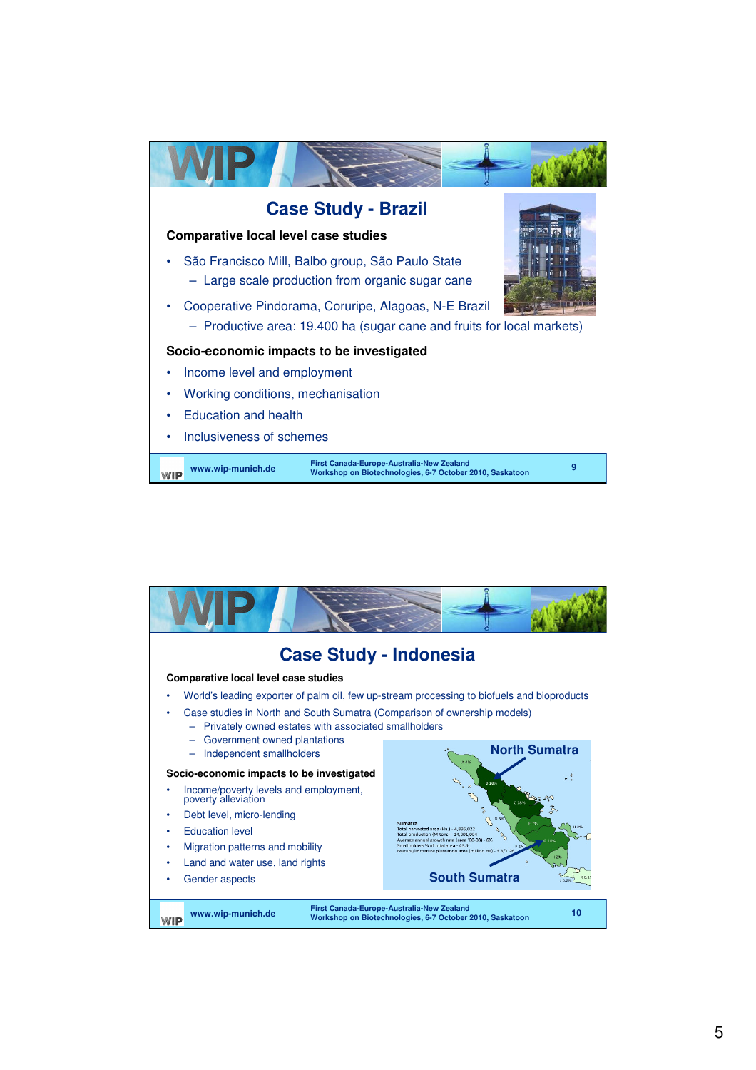## Case Study - Brazil

**Comparative local level case studies**

- São Francisco Mill, Balbo group, São Paulo State
  - Large scale production from organic sugar cane
- Cooperative Pindorama, Coruripe, Alagoas, N-E Brazil
  - Productive area: 19.400 ha (sugar cane and fruits for local markets)

**Socio-economic impacts to be investigated**

- Income level and employment
- Working conditions, mechanisation
- Education and health
- Inclusiveness of schemes

## Case Study - Indonesia

**Comparative local level case studies**

- World's leading exporter of palm oil, few up-stream processing to biofuels and bioproducts
- Case studies in North and South Sumatra (Comparison of ownership models)
  - Privately owned estates with associated smallholders
  - Government owned plantations
  - Independent smallholders

**Socio-economic impacts to be investigated**

- Income/poverty levels and employment, poverty alleviation
- Debt level, micro-lending
- Education level
- Migration patterns and mobility
- Land and water use, land rights
- Gender aspects

North Sumatra

South Sumatra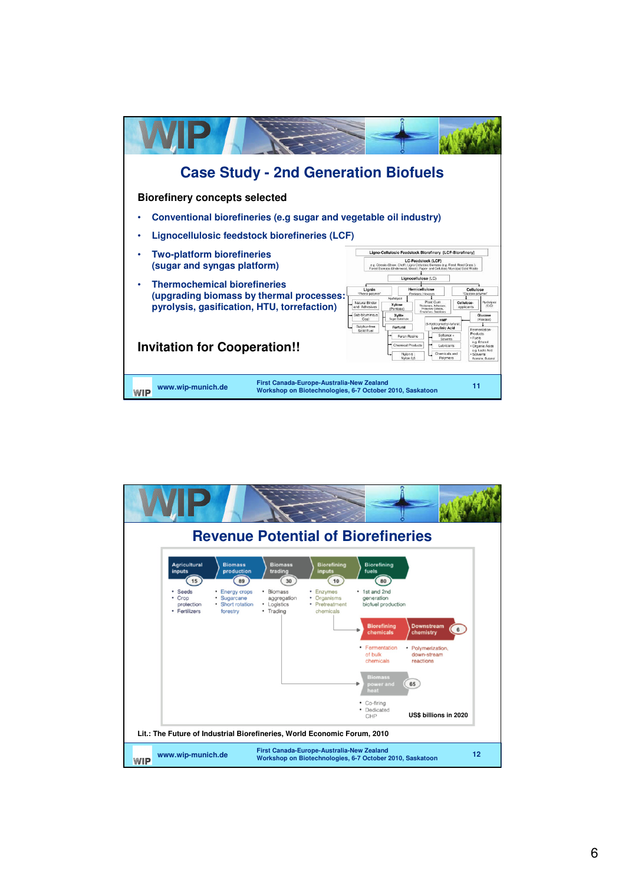# Case Study - 2nd Generation Biofuels

**Biorefinery concepts selected**

- Conventional biorefineries (e.g sugar and vegetable oil industry)
- Lignocellulosic feedstock biorefineries (LCF)
- Two-platform biorefineries (sugar and syngas platform)
- Thermochemical biorefineries (upgrading biomass by thermal processes: pyrolysis, gasification, HTU, torrefaction)

**Invitation for Cooperation!!**

# Revenue Potential of Biorefineries

| Value chain step | US$ billions in 2020 | Examples |
|---|---|---|
| Agricultural inputs | 15 | Seeds; Crop protection; Fertilizers |
| Biomass production | 89 | Energy crops; Sugarcane; Short rotation forestry |
| Biomass trading | 30 | Biomass aggregation; Logistics; Trading |
| Biorefining inputs | 10 | Enzymes; Organisms; Pretreatment chemicals |
| Biorefining fuels | 80 | 1st and 2nd generation biofuel production |
| Biorefining chemicals / Downstream chemistry | 6 | Fermentation of bulk chemicals; Polymerization, down-stream reactions |
| Biomass power and heat | 65 | Co-firing; Dedicated CHP |

US$ billions in 2020

Lit.: The Future of Industrial Biorefineries, World Economic Forum, 2010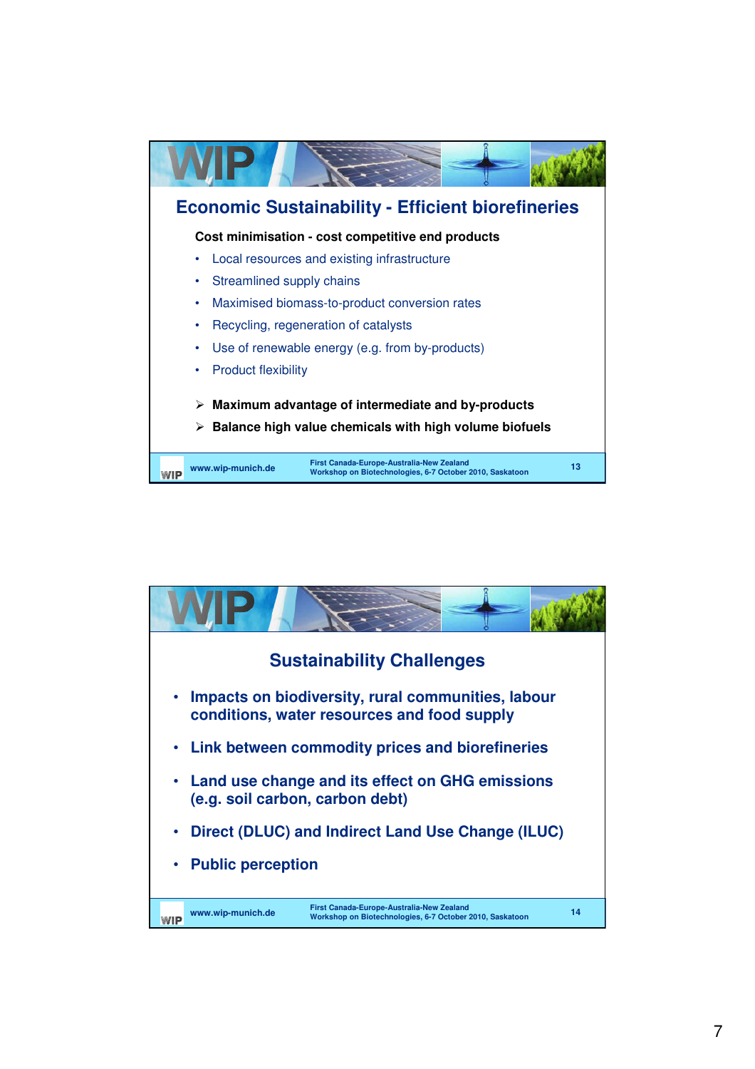## Economic Sustainability - Efficient biorefineries

**Cost minimisation - cost competitive end products**

- Local resources and existing infrastructure
- Streamlined supply chains
- Maximised biomass-to-product conversion rates
- Recycling, regeneration of catalysts
- Use of renewable energy (e.g. from by-products)
- Product flexibility

> **Maximum advantage of intermediate and by-products**
>
> **Balance high value chemicals with high volume biofuels**

## Sustainability Challenges

- **Impacts on biodiversity, rural communities, labour conditions, water resources and food supply**
- **Link between commodity prices and biorefineries**
- **Land use change and its effect on GHG emissions (e.g. soil carbon, carbon debt)**
- **Direct (DLUC) and Indirect Land Use Change (ILUC)**
- **Public perception**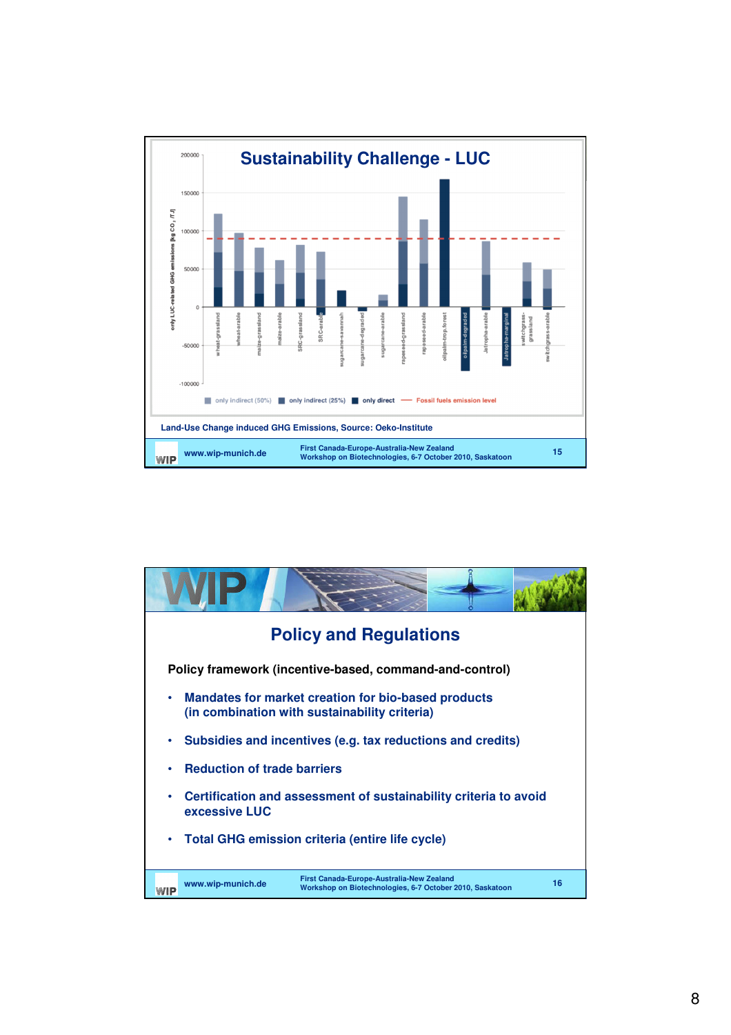## Sustainability Challenge - LUC

Land-Use Change induced GHG Emissions, Source: Oeko-Institute

## Policy and Regulations

**Policy framework (incentive-based, command-and-control)**

- **Mandates for market creation for bio-based products (in combination with sustainability criteria)**
- **Subsidies and incentives (e.g. tax reductions and credits)**
- **Reduction of trade barriers**
- **Certification and assessment of sustainability criteria to avoid excessive LUC**
- **Total GHG emission criteria (entire life cycle)**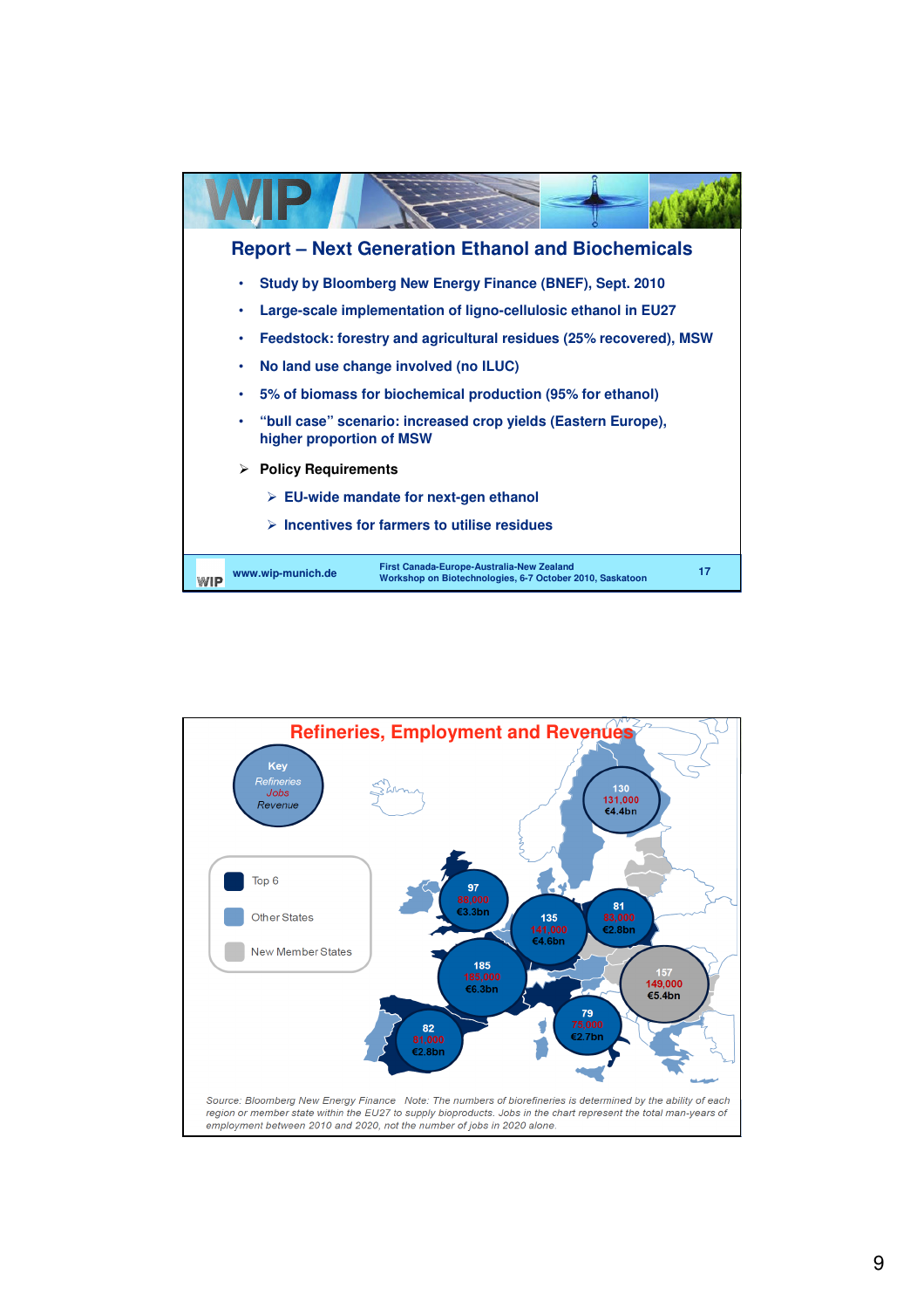## Report – Next Generation Ethanol and Biochemicals

- Study by Bloomberg New Energy Finance (BNEF), Sept. 2010
- Large-scale implementation of ligno-cellulosic ethanol in EU27
- Feedstock: forestry and agricultural residues (25% recovered), MSW
- No land use change involved (no ILUC)
- 5% of biomass for biochemical production (95% for ethanol)
- “bull case” scenario: increased crop yields (Eastern Europe), higher proportion of MSW

- Policy Requirements
  - EU-wide mandate for next-gen ethanol
  - Incentives for farmers to utilise residues

www.wip-munich.de

First Canada-Europe-Australia-New Zealand Workshop on Biotechnologies, 6-7 October 2010, Saskatoon

## Refineries, Employment and Revenues

Key: *Refineries*, *Jobs*, *Revenue*

- Top 6
- Other States
- New Member States

| Refineries | Jobs | Revenue |
|---|---|---|
| 130 | 131,000 | €4.4bn |
| 97 | 88,000 | €3.3bn |
| 135 | 141,000 | €4.6bn |
| 81 | 83,000 | €2.8bn |
| 185 | 185,000 | €6.3bn |
| 157 | 149,000 | €5.4bn |
| 82 | 81,000 | €2.8bn |
| 79 | 75,000 | €2.7bn |

*Source: Bloomberg New Energy Finance Note: The numbers of biorefineries is determined by the ability of each region or member state within the EU27 to supply bioproducts. Jobs in the chart represent the total man-years of employment between 2010 and 2020, not the number of jobs in 2020 alone.*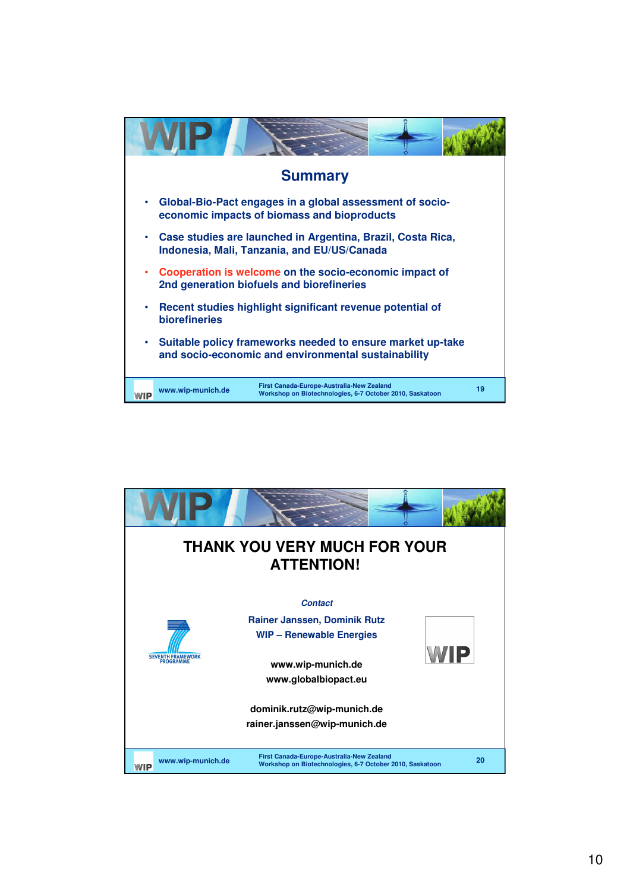## Summary

- Global-Bio-Pact engages in a global assessment of socio-economic impacts of biomass and bioproducts
- Case studies are launched in Argentina, Brazil, Costa Rica, Indonesia, Mali, Tanzania, and EU/US/Canada
- Cooperation is welcome on the socio-economic impact of 2nd generation biofuels and biorefineries
- Recent studies highlight significant revenue potential of biorefineries
- Suitable policy frameworks needed to ensure market up-take and socio-economic and environmental sustainability

www.wip-munich.de

First Canada-Europe-Australia-New Zealand Workshop on Biotechnologies, 6-7 October 2010, Saskatoon

## THANK YOU VERY MUCH FOR YOUR ATTENTION!

*Contact*

Rainer Janssen, Dominik Rutz
WIP – Renewable Energies

www.wip-munich.de
www.globalbiopact.eu

dominik.rutz@wip-munich.de
rainer.janssen@wip-munich.de

SEVENTH FRAMEWORK PROGRAMME

www.wip-munich.de

First Canada-Europe-Australia-New Zealand Workshop on Biotechnologies, 6-7 October 2010, Saskatoon